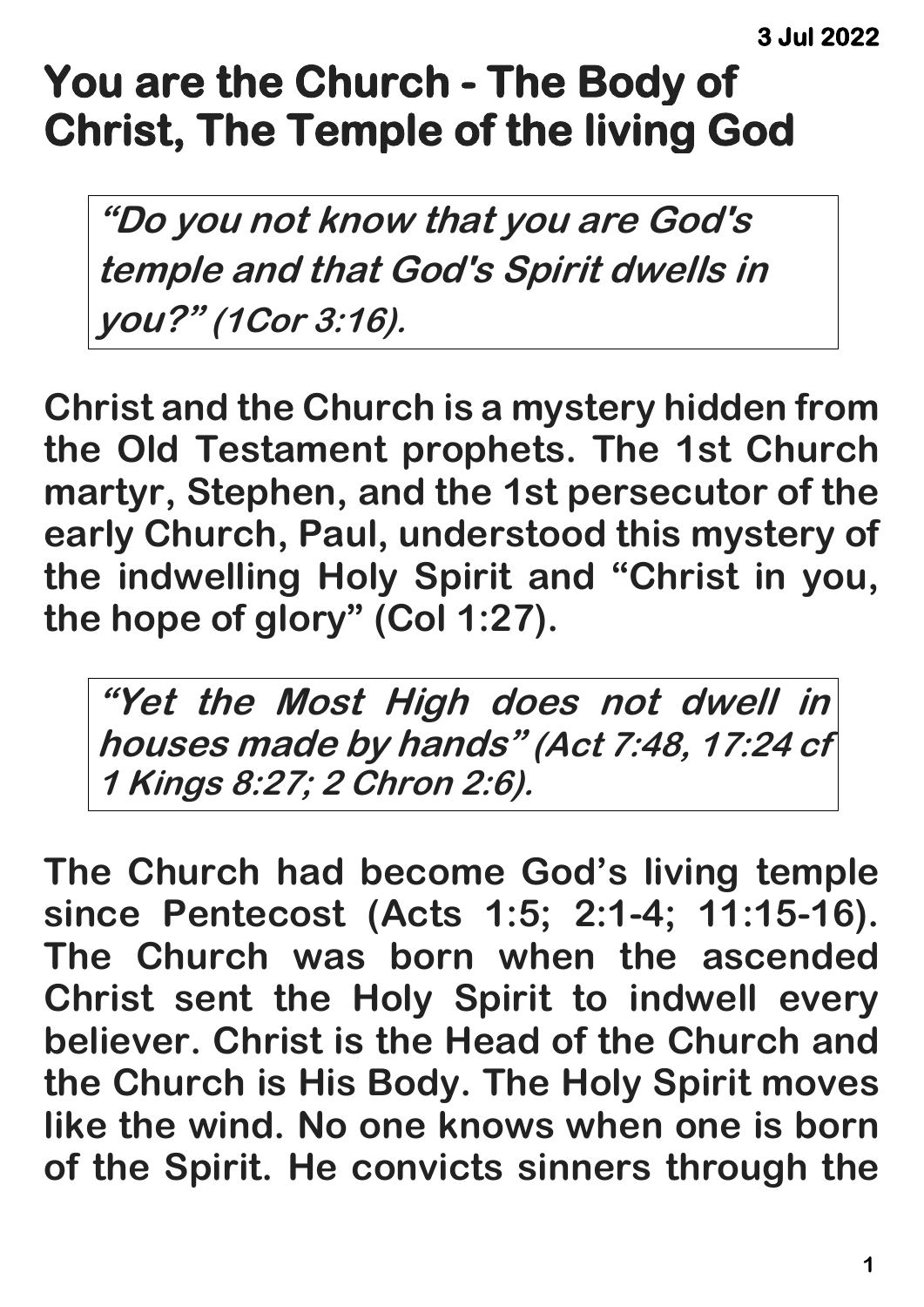3 Jul 2022

# You are the Church - The Body of Christ, The Temple of the living God

> ***"Do you not know that you are God's temple and that God's Spirit dwells in you?" (1Cor 3:16).***

**Christ and the Church is a mystery hidden from the Old Testament prophets. The 1st Church martyr, Stephen, and the 1st persecutor of the early Church, Paul, understood this mystery of the indwelling Holy Spirit and "Christ in you, the hope of glory" (Col 1:27).**

> ***"Yet the Most High does not dwell in houses made by hands" (Act 7:48, 17:24 cf 1 Kings 8:27; 2 Chron 2:6).***

**The Church had become God's living temple since Pentecost (Acts 1:5; 2:1-4; 11:15-16). The Church was born when the ascended Christ sent the Holy Spirit to indwell every believer. Christ is the Head of the Church and the Church is His Body. The Holy Spirit moves like the wind. No one knows when one is born of the Spirit. He convicts sinners through the**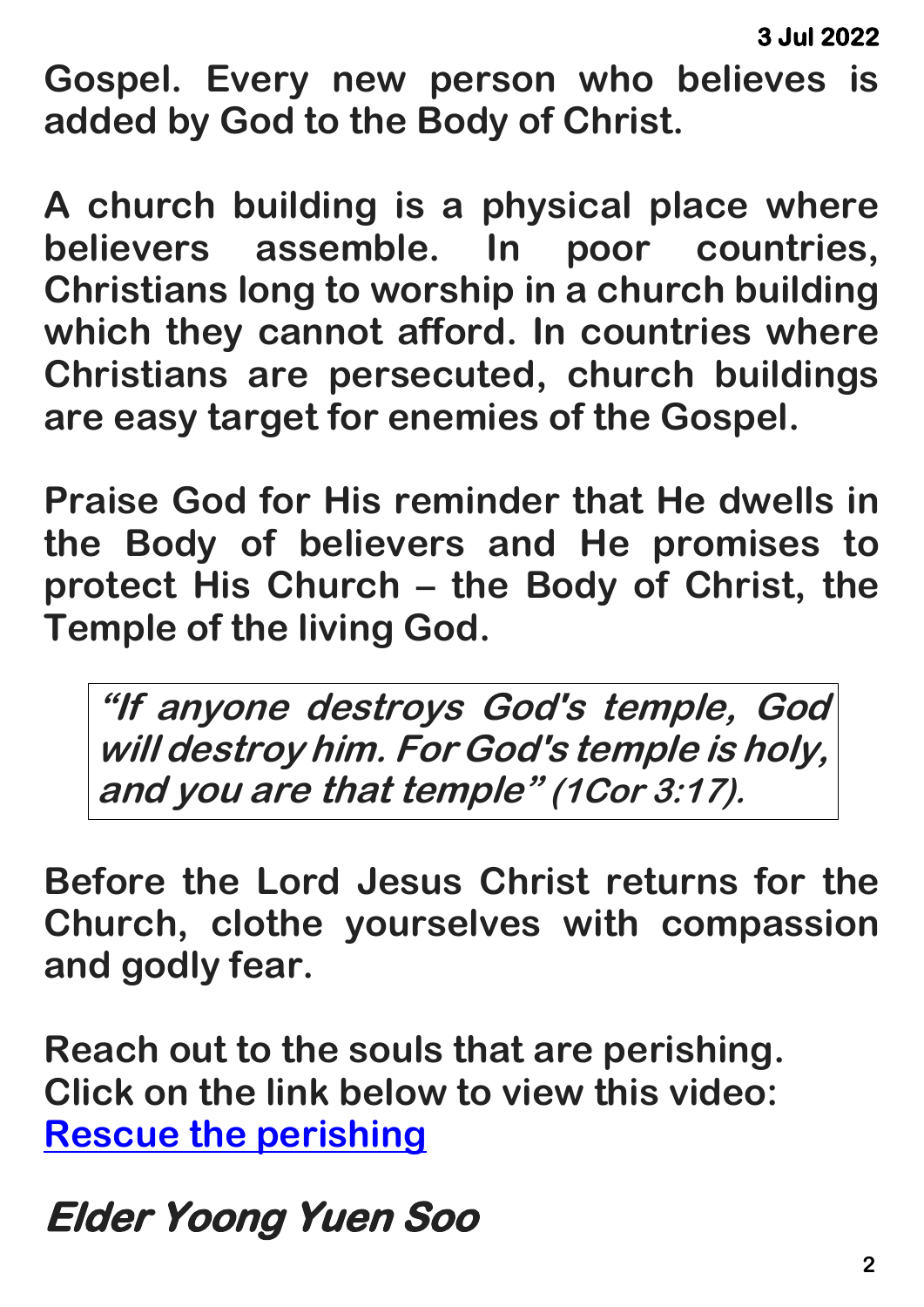**Gospel. Every new person who believes is added by God to the Body of Christ.**

**A church building is a physical place where believers assemble. In poor countries, Christians long to worship in a church building which they cannot afford. In countries where Christians are persecuted, church buildings are easy target for enemies of the Gospel.**

**Praise God for His reminder that He dwells in the Body of believers and He promises to protect His Church – the Body of Christ, the Temple of the living God.**

> ***"If anyone destroys God's temple, God will destroy him. For God's temple is holy, and you are that temple" (1Cor 3:17).***

**Before the Lord Jesus Christ returns for the Church, clothe yourselves with compassion and godly fear.**

**Reach out to the souls that are perishing.**
**Click on the link below to view this video:**
**Rescue the perishing**

***Elder Yoong Yuen Soo***